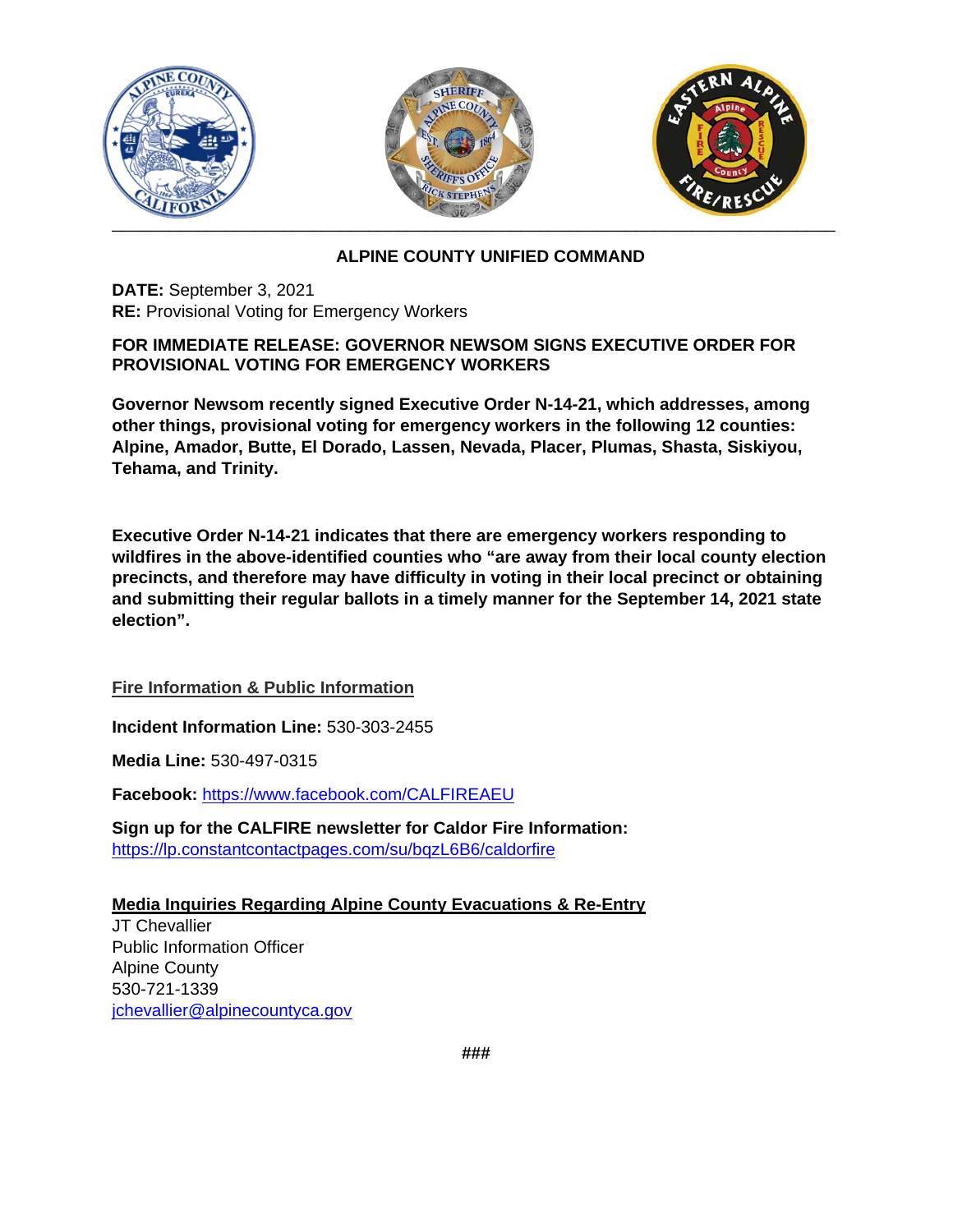## ALPINE COUNTY UNIFIED COMMAND

**DATE:** September 3, 2021
**RE:** Provisional Voting for Emergency Workers

**FOR IMMEDIATE RELEASE: GOVERNOR NEWSOM SIGNS EXECUTIVE ORDER FOR PROVISIONAL VOTING FOR EMERGENCY WORKERS**

**Governor Newsom recently signed Executive Order N-14-21, which addresses, among other things, provisional voting for emergency workers in the following 12 counties: Alpine, Amador, Butte, El Dorado, Lassen, Nevada, Placer, Plumas, Shasta, Siskiyou, Tehama, and Trinity.**

**Executive Order N-14-21 indicates that there are emergency workers responding to wildfires in the above-identified counties who "are away from their local county election precincts, and therefore may have difficulty in voting in their local precinct or obtaining and submitting their regular ballots in a timely manner for the September 14, 2021 state election".**

**Fire Information & Public Information**

**Incident Information Line:** 530-303-2455

**Media Line:** 530-497-0315

**Facebook:** https://www.facebook.com/CALFIREAEU

**Sign up for the CALFIRE newsletter for Caldor Fire Information:**
https://lp.constantcontactpages.com/su/bqzL6B6/caldorfire

**Media Inquiries Regarding Alpine County Evacuations & Re-Entry**
JT Chevallier
Public Information Officer
Alpine County
530-721-1339
jchevallier@alpinecountyca.gov

###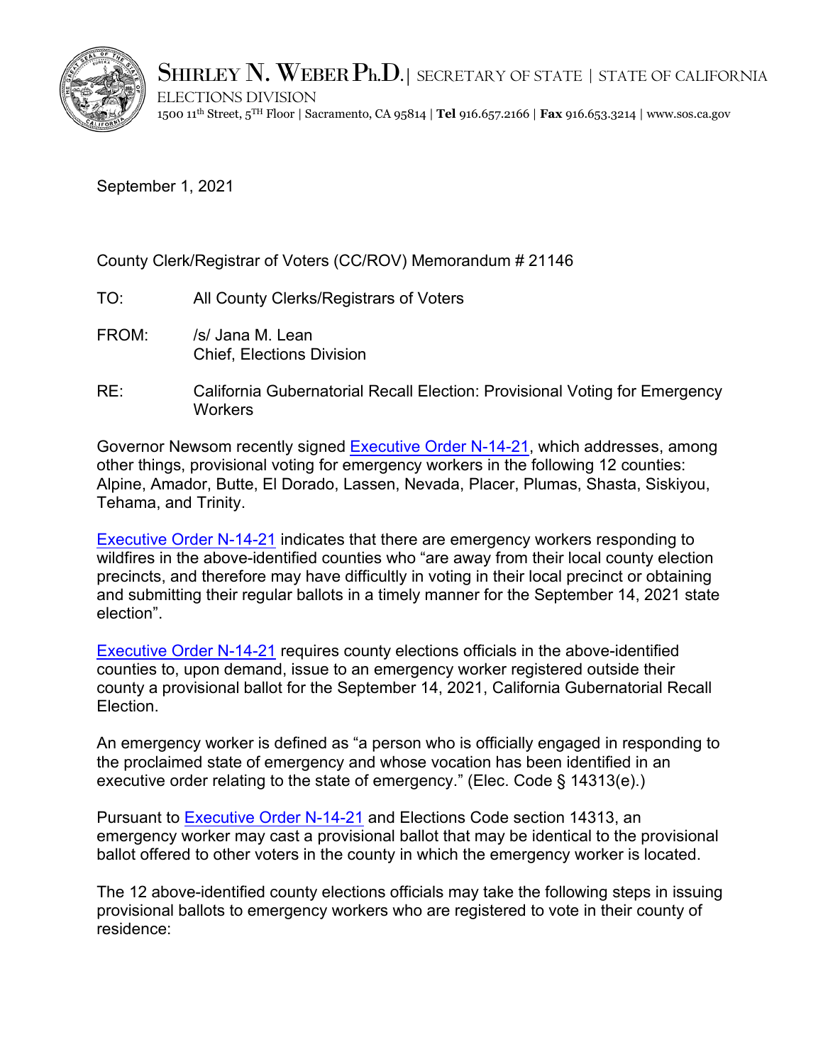**SHIRLEY N. WEBER Ph.D.** | SECRETARY OF STATE | STATE OF CALIFORNIA
ELECTIONS DIVISION
1500 11th Street, 5TH Floor | Sacramento, CA 95814 | **Tel** 916.657.2166 | **Fax** 916.653.3214 | www.sos.ca.gov

September 1, 2021

County Clerk/Registrar of Voters (CC/ROV) Memorandum # 21146

TO: All County Clerks/Registrars of Voters

FROM: /s/ Jana M. Lean
Chief, Elections Division

RE: California Gubernatorial Recall Election: Provisional Voting for Emergency Workers

Governor Newsom recently signed Executive Order N-14-21, which addresses, among other things, provisional voting for emergency workers in the following 12 counties: Alpine, Amador, Butte, El Dorado, Lassen, Nevada, Placer, Plumas, Shasta, Siskiyou, Tehama, and Trinity.

Executive Order N-14-21 indicates that there are emergency workers responding to wildfires in the above-identified counties who "are away from their local county election precincts, and therefore may have difficultly in voting in their local precinct or obtaining and submitting their regular ballots in a timely manner for the September 14, 2021 state election".

Executive Order N-14-21 requires county elections officials in the above-identified counties to, upon demand, issue to an emergency worker registered outside their county a provisional ballot for the September 14, 2021, California Gubernatorial Recall Election.

An emergency worker is defined as "a person who is officially engaged in responding to the proclaimed state of emergency and whose vocation has been identified in an executive order relating to the state of emergency." (Elec. Code § 14313(e).)

Pursuant to Executive Order N-14-21 and Elections Code section 14313, an emergency worker may cast a provisional ballot that may be identical to the provisional ballot offered to other voters in the county in which the emergency worker is located.

The 12 above-identified county elections officials may take the following steps in issuing provisional ballots to emergency workers who are registered to vote in their county of residence: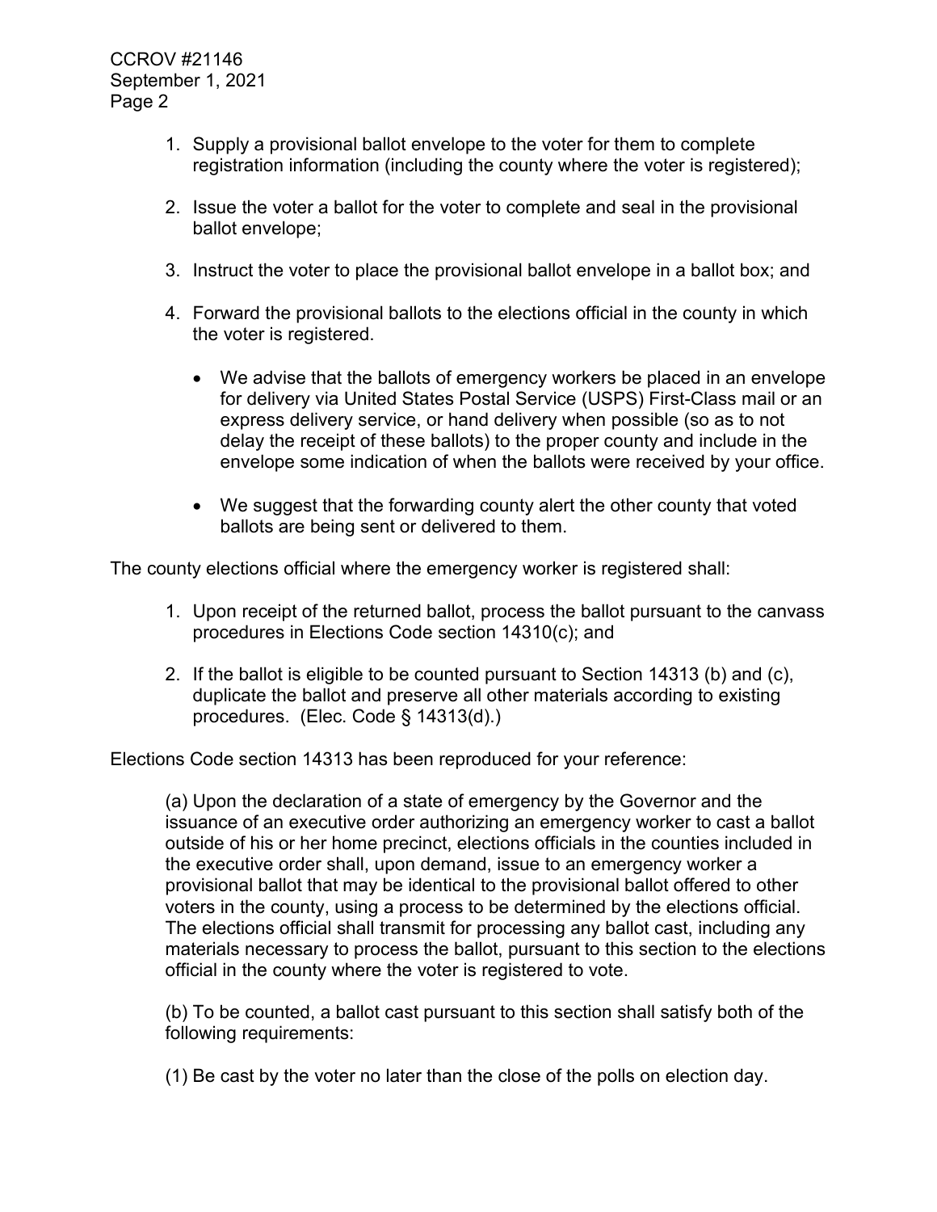1. Supply a provisional ballot envelope to the voter for them to complete registration information (including the county where the voter is registered);

2. Issue the voter a ballot for the voter to complete and seal in the provisional ballot envelope;

3. Instruct the voter to place the provisional ballot envelope in a ballot box; and

4. Forward the provisional ballots to the elections official in the county in which the voter is registered.

   - We advise that the ballots of emergency workers be placed in an envelope for delivery via United States Postal Service (USPS) First-Class mail or an express delivery service, or hand delivery when possible (so as to not delay the receipt of these ballots) to the proper county and include in the envelope some indication of when the ballots were received by your office.

   - We suggest that the forwarding county alert the other county that voted ballots are being sent or delivered to them.

The county elections official where the emergency worker is registered shall:

1. Upon receipt of the returned ballot, process the ballot pursuant to the canvass procedures in Elections Code section 14310(c); and

2. If the ballot is eligible to be counted pursuant to Section 14313 (b) and (c), duplicate the ballot and preserve all other materials according to existing procedures. (Elec. Code § 14313(d).)

Elections Code section 14313 has been reproduced for your reference:

> (a) Upon the declaration of a state of emergency by the Governor and the issuance of an executive order authorizing an emergency worker to cast a ballot outside of his or her home precinct, elections officials in the counties included in the executive order shall, upon demand, issue to an emergency worker a provisional ballot that may be identical to the provisional ballot offered to other voters in the county, using a process to be determined by the elections official. The elections official shall transmit for processing any ballot cast, including any materials necessary to process the ballot, pursuant to this section to the elections official in the county where the voter is registered to vote.
>
> (b) To be counted, a ballot cast pursuant to this section shall satisfy both of the following requirements:
>
> (1) Be cast by the voter no later than the close of the polls on election day.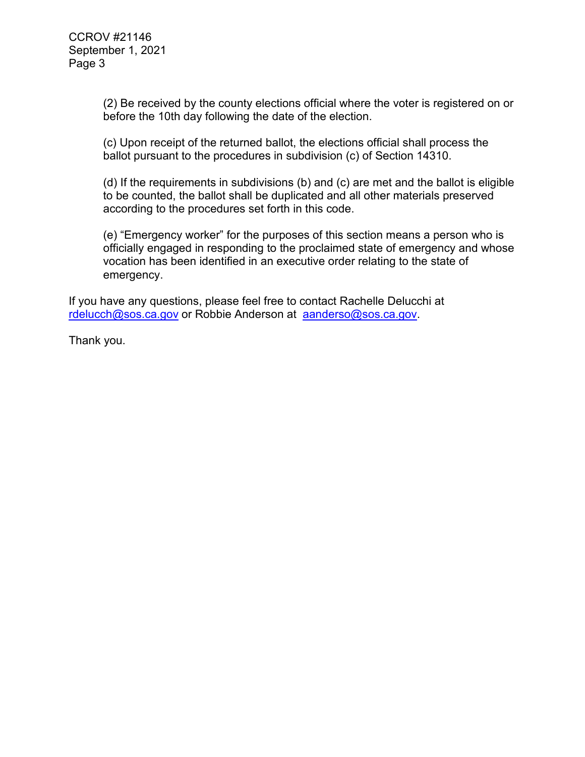(2) Be received by the county elections official where the voter is registered on or before the 10th day following the date of the election.

(c) Upon receipt of the returned ballot, the elections official shall process the ballot pursuant to the procedures in subdivision (c) of Section 14310.

(d) If the requirements in subdivisions (b) and (c) are met and the ballot is eligible to be counted, the ballot shall be duplicated and all other materials preserved according to the procedures set forth in this code.

(e) "Emergency worker" for the purposes of this section means a person who is officially engaged in responding to the proclaimed state of emergency and whose vocation has been identified in an executive order relating to the state of emergency.

If you have any questions, please feel free to contact Rachelle Delucchi at rdelucch@sos.ca.gov or Robbie Anderson at aanderso@sos.ca.gov.

Thank you.